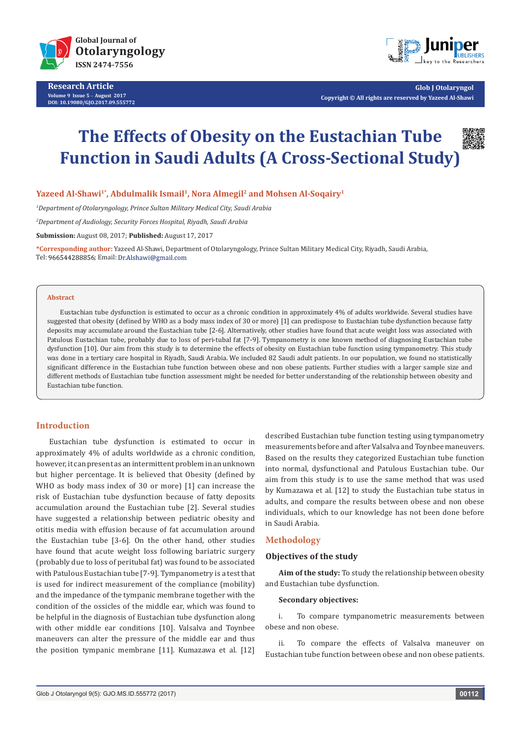Research Article

Volume 9 Issue 5 – August 2017
DOI: 10.19080/GJO.2017.09.555772

Copyright © All rights are reserved by Yazeed Al-Shawi

# The Effects of Obesity on the Eustachian Tube Function in Saudi Adults (A Cross-Sectional Study)

**Yazeed Al-Shawi[1*], Abdulmalik Ismail[1], Nora Almegil[2] and Mohsen Al-Soqairy[1]**

*[1]Department of Otolaryngology, Prince Sultan Military Medical City, Saudi Arabia*

*[2]Department of Audiology, Security Forces Hospital, Riyadh, Saudi Arabia*

**Submission:** August 08, 2017; **Published:** August 17, 2017

**\*Corresponding author:** Yazeed Al-Shawi, Department of Otolaryngology, Prince Sultan Military Medical City, Riyadh, Saudi Arabia, Tel: 966544288856; Email: Dr.Alshawi@gmail.com

## Abstract

Eustachian tube dysfunction is estimated to occur as a chronic condition in approximately 4% of adults worldwide. Several studies have suggested that obesity (defined by WHO as a body mass index of 30 or more) [1] can predispose to Eustachian tube dysfunction because fatty deposits may accumulate around the Eustachian tube [2-6]. Alternatively, other studies have found that acute weight loss was associated with Patulous Eustachian tube, probably due to loss of peri-tubal fat [7-9]. Tympanometry is one known method of diagnosing Eustachian tube dysfunction [10]. Our aim from this study is to determine the effects of obesity on Eustachian tube function using tympanometry. This study was done in a tertiary care hospital in Riyadh, Saudi Arabia. We included 82 Saudi adult patients. In our population, we found no statistically significant difference in the Eustachian tube function between obese and non obese patients. Further studies with a larger sample size and different methods of Eustachian tube function assessment might be needed for better understanding of the relationship between obesity and Eustachian tube function.

## Introduction

Eustachian tube dysfunction is estimated to occur in approximately 4% of adults worldwide as a chronic condition, however, it can present as an intermittent problem in an unknown but higher percentage. It is believed that Obesity (defined by WHO as body mass index of 30 or more) [1] can increase the risk of Eustachian tube dysfunction because of fatty deposits accumulation around the Eustachian tube [2]. Several studies have suggested a relationship between pediatric obesity and otitis media with effusion because of fat accumulation around the Eustachian tube [3-6]. On the other hand, other studies have found that acute weight loss following bariatric surgery (probably due to loss of peritubal fat) was found to be associated with Patulous Eustachian tube [7-9]. Tympanometry is a test that is used for indirect measurement of the compliance (mobility) and the impedance of the tympanic membrane together with the condition of the ossicles of the middle ear, which was found to be helpful in the diagnosis of Eustachian tube dysfunction along with other middle ear conditions [10]. Valsalva and Toynbee maneuvers can alter the pressure of the middle ear and thus the position tympanic membrane [11]. Kumazawa et al. [12] described Eustachian tube function testing using tympanometry measurements before and after Valsalva and Toynbee maneuvers. Based on the results they categorized Eustachian tube function into normal, dysfunctional and Patulous Eustachian tube. Our aim from this study is to use the same method that was used by Kumazawa et al. [12] to study the Eustachian tube status in adults, and compare the results between obese and non obese individuals, which to our knowledge has not been done before in Saudi Arabia.

## Methodology

### Objectives of the study

**Aim of the study:** To study the relationship between obesity and Eustachian tube dysfunction.

**Secondary objectives:**

i. To compare tympanometric measurements between obese and non obese.

ii. To compare the effects of Valsalva maneuver on Eustachian tube function between obese and non obese patients.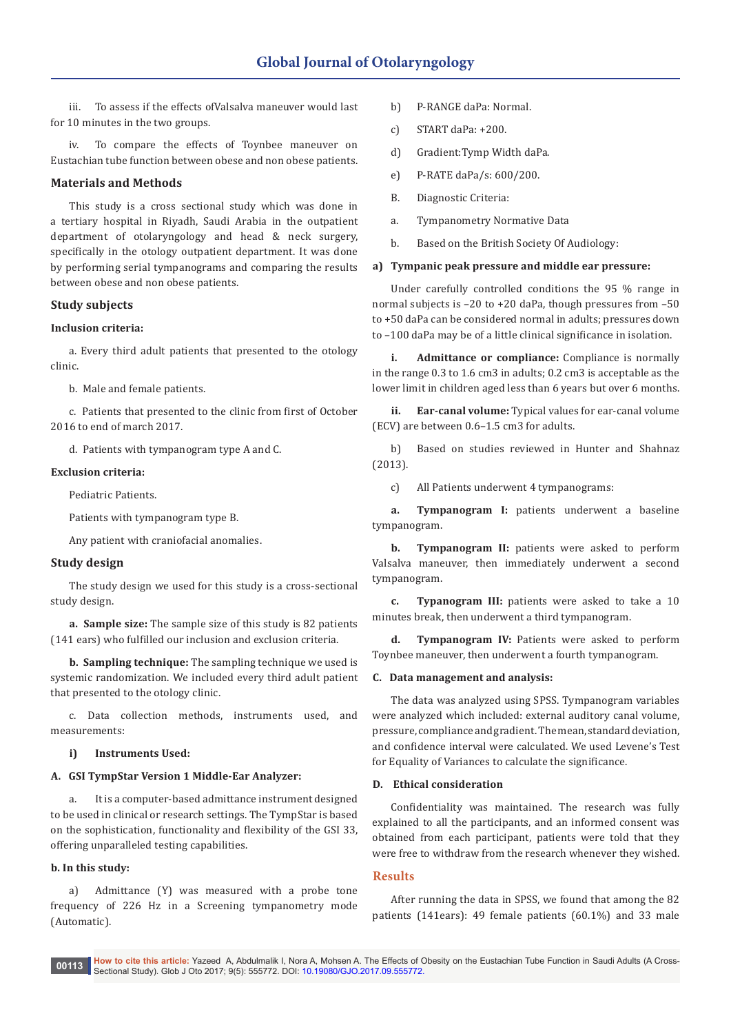iii. To assess if the effects ofValsalva maneuver would last for 10 minutes in the two groups.

iv. To compare the effects of Toynbee maneuver on Eustachian tube function between obese and non obese patients.

## Materials and Methods

This study is a cross sectional study which was done in a tertiary hospital in Riyadh, Saudi Arabia in the outpatient department of otolaryngology and head & neck surgery, specifically in the otology outpatient department. It was done by performing serial tympanograms and comparing the results between obese and non obese patients.

## Study subjects

**Inclusion criteria:**

a. Every third adult patients that presented to the otology clinic.

b. Male and female patients.

c. Patients that presented to the clinic from first of October 2016 to end of march 2017.

d. Patients with tympanogram type A and C.

**Exclusion criteria:**

Pediatric Patients.

Patients with tympanogram type B.

Any patient with craniofacial anomalies.

## Study design

The study design we used for this study is a cross-sectional study design.

**a. Sample size:** The sample size of this study is 82 patients (141 ears) who fulfilled our inclusion and exclusion criteria.

**b. Sampling technique:** The sampling technique we used is systemic randomization. We included every third adult patient that presented to the otology clinic.

c. Data collection methods, instruments used, and measurements:

**i) Instruments Used:**

**A. GSI TympStar Version 1 Middle-Ear Analyzer:**

a. It is a computer-based admittance instrument designed to be used in clinical or research settings. The TympStar is based on the sophistication, functionality and flexibility of the GSI 33, offering unparalleled testing capabilities.

**b. In this study:**

a) Admittance (Y) was measured with a probe tone frequency of 226 Hz in a Screening tympanometry mode (Automatic).

b) P-RANGE daPa: Normal.

c) START daPa: +200.

d) Gradient:Tymp Width daPa.

e) P-RATE daPa/s: 600/200.

B. Diagnostic Criteria:

a. Tympanometry Normative Data

b. Based on the British Society Of Audiology:

**a) Tympanic peak pressure and middle ear pressure:**

Under carefully controlled conditions the 95 % range in normal subjects is –20 to +20 daPa, though pressures from –50 to +50 daPa can be considered normal in adults; pressures down to –100 daPa may be of a little clinical significance in isolation.

**i. Admittance or compliance:** Compliance is normally in the range 0.3 to 1.6 cm3 in adults; 0.2 cm3 is acceptable as the lower limit in children aged less than 6 years but over 6 months.

**ii. Ear-canal volume:** Typical values for ear-canal volume (ECV) are between 0.6–1.5 cm3 for adults.

b) Based on studies reviewed in Hunter and Shahnaz (2013).

c) All Patients underwent 4 tympanograms:

**a. Tympanogram I:** patients underwent a baseline tympanogram.

**b. Tympanogram II:** patients were asked to perform Valsalva maneuver, then immediately underwent a second tympanogram.

**c. Typanogram III:** patients were asked to take a 10 minutes break, then underwent a third tympanogram.

**d. Typanogram IV:** Patients were asked to perform Toynbee maneuver, then underwent a fourth tympanogram.

**C. Data management and analysis:**

The data was analyzed using SPSS. Tympanogram variables were analyzed which included: external auditory canal volume, pressure, compliance and gradient. The mean, standard deviation, and confidence interval were calculated. We used Levene's Test for Equality of Variances to calculate the significance.

**D. Ethical consideration**

Confidentiality was maintained. The research was fully explained to all the participants, and an informed consent was obtained from each participant, patients were told that they were free to withdraw from the research whenever they wished.

## Results

After running the data in SPSS, we found that among the 82 patients (141ears): 49 female patients (60.1%) and 33 male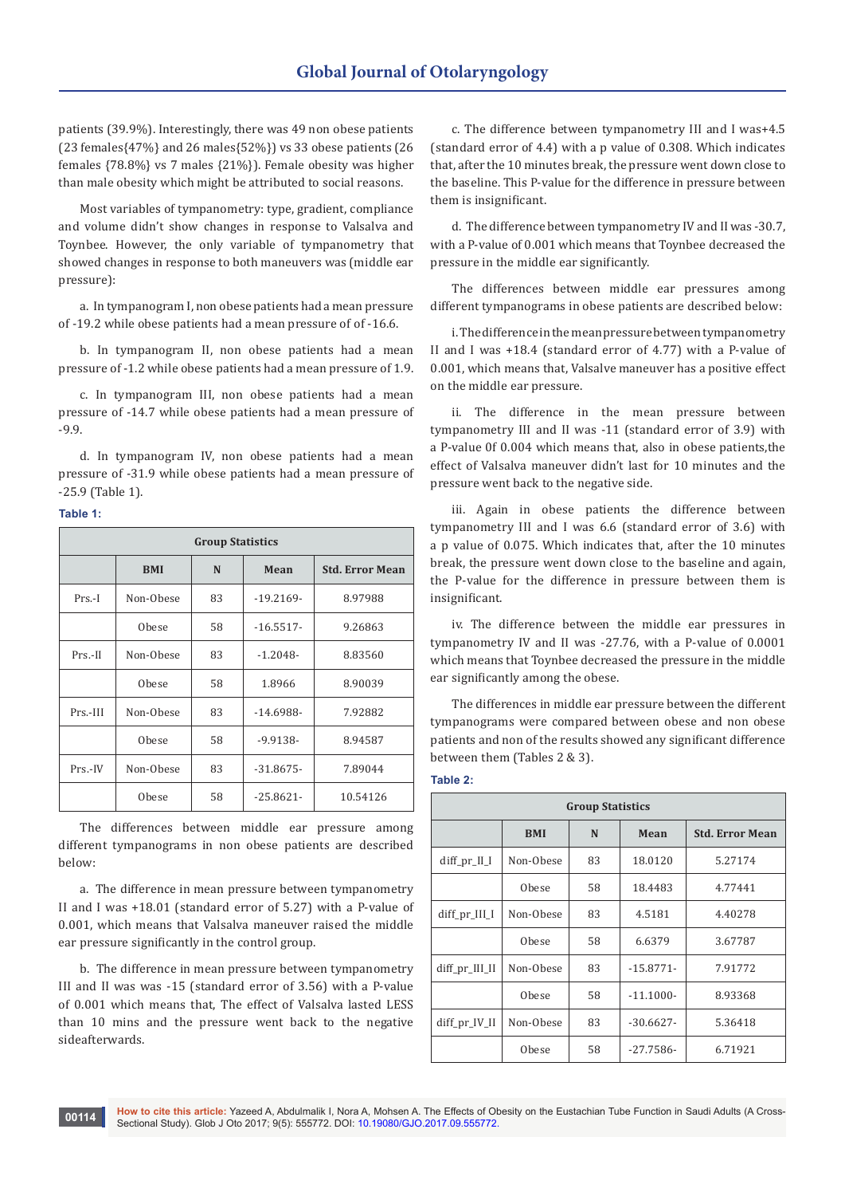patients (39.9%). Interestingly, there was 49 non obese patients (23 females{47%} and 26 males{52%}) vs 33 obese patients (26 females {78.8%} vs 7 males {21%}). Female obesity was higher than male obesity which might be attributed to social reasons.

Most variables of tympanometry: type, gradient, compliance and volume didn't show changes in response to Valsalva and Toynbee. However, the only variable of tympanometry that showed changes in response to both maneuvers was (middle ear pressure):

a. In tympanogram I, non obese patients had a mean pressure of -19.2 while obese patients had a mean pressure of of -16.6.

b. In tympanogram II, non obese patients had a mean pressure of -1.2 while obese patients had a mean pressure of 1.9.

c. In tympanogram III, non obese patients had a mean pressure of -14.7 while obese patients had a mean pressure of -9.9.

d. In tympanogram IV, non obese patients had a mean pressure of -31.9 while obese patients had a mean pressure of -25.9 (Table 1).

**Table 1:**

| Group Statistics | | | | |
|---|---|---|---|---|
| | **BMI** | **N** | **Mean** | **Std. Error Mean** |
| Prs.-I | Non-Obese | 83 | -19.2169- | 8.97988 |
| | Obese | 58 | -16.5517- | 9.26863 |
| Prs.-II | Non-Obese | 83 | -1.2048- | 8.83560 |
| | Obese | 58 | 1.8966 | 8.90039 |
| Prs.-III | Non-Obese | 83 | -14.6988- | 7.92882 |
| | Obese | 58 | -9.9138- | 8.94587 |
| Prs.-IV | Non-Obese | 83 | -31.8675- | 7.89044 |
| | Obese | 58 | -25.8621- | 10.54126 |

The differences between middle ear pressure among different tympanograms in non obese patients are described below:

a. The difference in mean pressure between tympanometry II and I was +18.01 (standard error of 5.27) with a P-value of 0.001, which means that Valsalva maneuver raised the middle ear pressure significantly in the control group.

b. The difference in mean pressure between tympanometry III and II was was -15 (standard error of 3.56) with a P-value of 0.001 which means that, The effect of Valsalva lasted LESS than 10 mins and the pressure went back to the negative sideafterwards.

c. The difference between tympanometry III and I was+4.5 (standard error of 4.4) with a p value of 0.308. Which indicates that, after the 10 minutes break, the pressure went down close to the baseline. This P-value for the difference in pressure between them is insignificant.

d. The difference between tympanometry IV and II was -30.7, with a P-value of 0.001 which means that Toynbee decreased the pressure in the middle ear significantly.

The differences between middle ear pressures among different tympanograms in obese patients are described below:

i. The difference in the mean pressure between tympanometry II and I was +18.4 (standard error of 4.77) with a P-value of 0.001, which means that, Valsalve maneuver has a positive effect on the middle ear pressure.

ii. The difference in the mean pressure between tympanometry III and II was -11 (standard error of 3.9) with a P-value 0f 0.004 which means that, also in obese patients,the effect of Valsalva maneuver didn't last for 10 minutes and the pressure went back to the negative side.

iii. Again in obese patients the difference between tympanometry III and I was 6.6 (standard error of 3.6) with a p value of 0.075. Which indicates that, after the 10 minutes break, the pressure went down close to the baseline and again, the P-value for the difference in pressure between them is insignificant.

iv. The difference between the middle ear pressures in tympanometry IV and II was -27.76, with a P-value of 0.0001 which means that Toynbee decreased the pressure in the middle ear significantly among the obese.

The differences in middle ear pressure between the different tympanograms were compared between obese and non obese patients and non of the results showed any significant difference between them (Tables 2 & 3).

**Table 2:**

| Group Statistics | | | | |
|---|---|---|---|---|
| | **BMI** | **N** | **Mean** | **Std. Error Mean** |
| diff_pr_II_I | Non-Obese | 83 | 18.0120 | 5.27174 |
| | Obese | 58 | 18.4483 | 4.77441 |
| diff_pr_III_I | Non-Obese | 83 | 4.5181 | 4.40278 |
| | Obese | 58 | 6.6379 | 3.67787 |
| diff_pr_III_II | Non-Obese | 83 | -15.8771- | 7.91772 |
| | Obese | 58 | -11.1000- | 8.93368 |
| diff_pr_IV_II | Non-Obese | 83 | -30.6627- | 5.36418 |
| | Obese | 58 | -27.7586- | 6.71921 |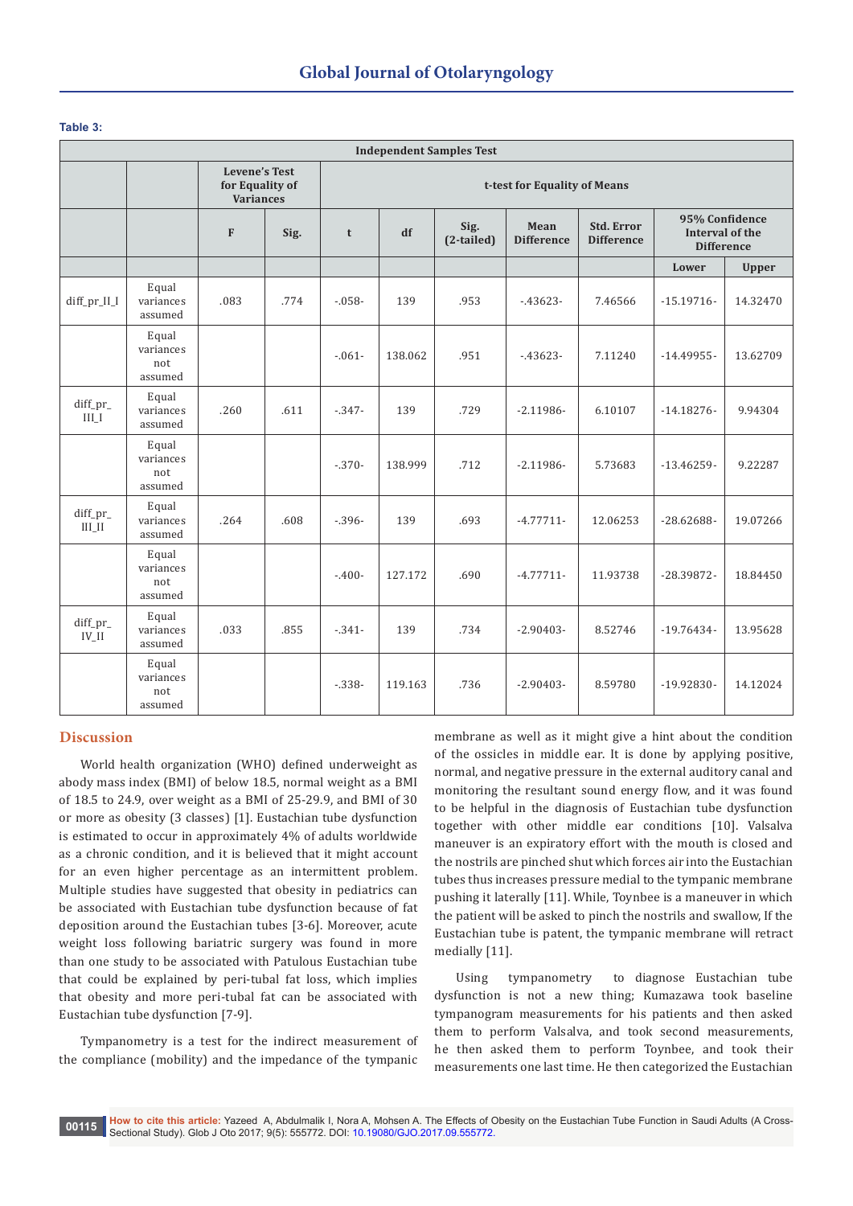**Table 3:**

| Independent Samples Test | | | | | | | | | | |
|---|---|---|---|---|---|---|---|---|---|---|
| | | Levene's Test for Equality of Variances | | t-test for Equality of Means | | | | | | |
| | | F | Sig. | t | df | Sig. (2-tailed) | Mean Difference | Std. Error Difference | 95% Confidence Interval of the Difference | |
| | | | | | | | | | Lower | Upper |
| diff_pr_II_I | Equal variances assumed | .083 | .774 | -.058- | 139 | .953 | -.43623- | 7.46566 | -15.19716- | 14.32470 |
| | Equal variances not assumed | | | -.061- | 138.062 | .951 | -.43623- | 7.11240 | -14.49955- | 13.62709 |
| diff_pr_III_I | Equal variances assumed | .260 | .611 | -.347- | 139 | .729 | -2.11986- | 6.10107 | -14.18276- | 9.94304 |
| | Equal variances not assumed | | | -.370- | 138.999 | .712 | -2.11986- | 5.73683 | -13.46259- | 9.22287 |
| diff_pr_III_II | Equal variances assumed | .264 | .608 | -.396- | 139 | .693 | -4.77711- | 12.06253 | -28.62688- | 19.07266 |
| | Equal variances not assumed | | | -.400- | 127.172 | .690 | -4.77711- | 11.93738 | -28.39872- | 18.84450 |
| diff_pr_IV_II | Equal variances assumed | .033 | .855 | -.341- | 139 | .734 | -2.90403- | 8.52746 | -19.76434- | 13.95628 |
| | Equal variances not assumed | | | -.338- | 119.163 | .736 | -2.90403- | 8.59780 | -19.92830- | 14.12024 |

## Discussion

World health organization (WHO) defined underweight as abody mass index (BMI) of below 18.5, normal weight as a BMI of 18.5 to 24.9, over weight as a BMI of 25-29.9, and BMI of 30 or more as obesity (3 classes) [1]. Eustachian tube dysfunction is estimated to occur in approximately 4% of adults worldwide as a chronic condition, and it is believed that it might account for an even higher percentage as an intermittent problem. Multiple studies have suggested that obesity in pediatrics can be associated with Eustachian tube dysfunction because of fat deposition around the Eustachian tubes [3-6]. Moreover, acute weight loss following bariatric surgery was found in more than one study to be associated with Patulous Eustachian tube that could be explained by peri-tubal fat loss, which implies that obesity and more peri-tubal fat can be associated with Eustachian tube dysfunction [7-9].

Tympanometry is a test for the indirect measurement of the compliance (mobility) and the impedance of the tympanic membrane as well as it might give a hint about the condition of the ossicles in middle ear. It is done by applying positive, normal, and negative pressure in the external auditory canal and monitoring the resultant sound energy flow, and it was found to be helpful in the diagnosis of Eustachian tube dysfunction together with other middle ear conditions [10]. Valsalva maneuver is an expiratory effort with the mouth is closed and the nostrils are pinched shut which forces air into the Eustachian tubes thus increases pressure medial to the tympanic membrane pushing it laterally [11]. While, Toynbee is a maneuver in which the patient will be asked to pinch the nostrils and swallow, If the Eustachian tube is patent, the tympanic membrane will retract medially [11].

Using tympanometry to diagnose Eustachian tube dysfunction is not a new thing; Kumazawa took baseline tympanogram measurements for his patients and then asked them to perform Valsalva, and took second measurements, he then asked them to perform Toynbee, and took their measurements one last time. He then categorized the Eustachian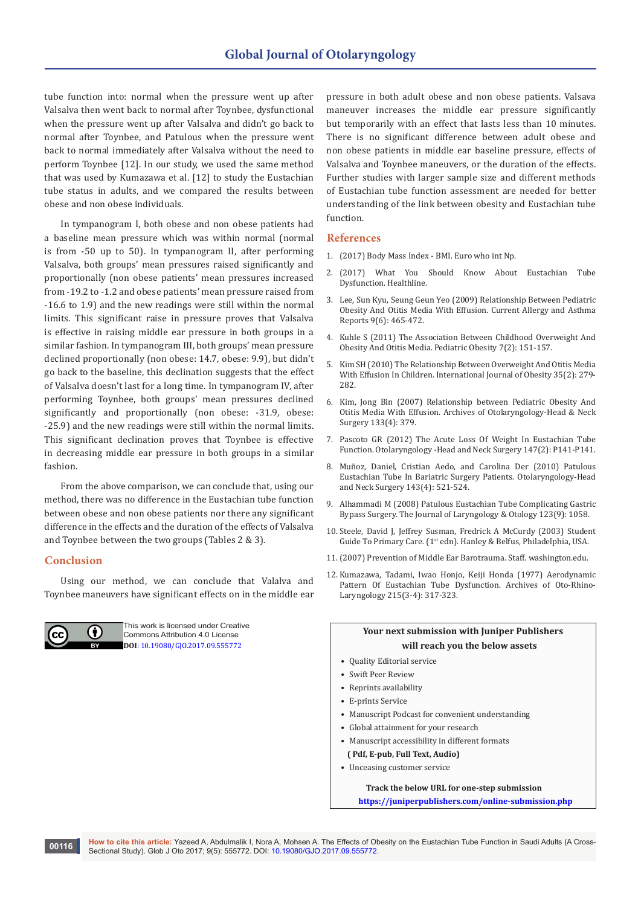tube function into: normal when the pressure went up after Valsalva then went back to normal after Toynbee, dysfunctional when the pressure went up after Valsalva and didn't go back to normal after Toynbee, and Patulous when the pressure went back to normal immediately after Valsalva without the need to perform Toynbee [12]. In our study, we used the same method that was used by Kumazawa et al. [12] to study the Eustachian tube status in adults, and we compared the results between obese and non obese individuals.

In tympanogram I, both obese and non obese patients had a baseline mean pressure which was within normal (normal is from -50 up to 50). In tympanogram II, after performing Valsalva, both groups' mean pressures raised significantly and proportionally (non obese patients' mean pressures increased from -19.2 to -1.2 and obese patients' mean pressure raised from -16.6 to 1.9) and the new readings were still within the normal limits. This significant raise in pressure proves that Valsalva is effective in raising middle ear pressure in both groups in a similar fashion. In tympanogram III, both groups' mean pressure declined proportionally (non obese: 14.7, obese: 9.9), but didn't go back to the baseline, this declination suggests that the effect of Valsalva doesn't last for a long time. In tympanogram IV, after performing Toynbee, both groups' mean pressures declined significantly and proportionally (non obese: -31.9, obese: -25.9) and the new readings were still within the normal limits. This significant declination proves that Toynbee is effective in decreasing middle ear pressure in both groups in a similar fashion.

From the above comparison, we can conclude that, using our method, there was no difference in the Eustachian tube function between obese and non obese patients nor there any significant difference in the effects and the duration of the effects of Valsalva and Toynbee between the two groups (Tables 2 & 3).

## Conclusion

Using our method, we can conclude that Valalva and Toynbee maneuvers have significant effects on in the middle ear pressure in both adult obese and non obese patients. Valsava maneuver increases the middle ear pressure significantly but temporarily with an effect that lasts less than 10 minutes. There is no significant difference between adult obese and non obese patients in middle ear baseline pressure, effects of Valsalva and Toynbee maneuvers, or the duration of the effects. Further studies with larger sample size and different methods of Eustachian tube function assessment are needed for better understanding of the link between obesity and Eustachian tube function.

## References

1. (2017) Body Mass Index - BMI. Euro who int Np.
2. (2017) What You Should Know About Eustachian Tube Dysfunction. Healthline.
3. Lee, Sun Kyu, Seung Geun Yeo (2009) Relationship Between Pediatric Obesity And Otitis Media With Effusion. Current Allergy and Asthma Reports 9(6): 465-472.
4. Kuhle S (2011) The Association Between Childhood Overweight And Obesity And Otitis Media. Pediatric Obesity 7(2): 151-157.
5. Kim SH (2010) The Relationship Between Overweight And Otitis Media With Effusion In Children. International Journal of Obesity 35(2): 279-282.
6. Kim, Jong Bin (2007) Relationship between Pediatric Obesity And Otitis Media With Effusion. Archives of Otolaryngology-Head & Neck Surgery 133(4): 379.
7. Pascoto GR (2012) The Acute Loss Of Weight In Eustachian Tube Function. Otolaryngology -Head and Neck Surgery 147(2): P141-P141.
8. Muñoz, Daniel, Cristian Aedo, and Carolina Der (2010) Patulous Eustachian Tube In Bariatric Surgery Patients. Otolaryngology-Head and Neck Surgery 143(4): 521-524.
9. Alhammadi M (2008) Patulous Eustachian Tube Complicating Gastric Bypass Surgery. The Journal of Laryngology & Otology 123(9): 1058.
10. Steele, David J, Jeffrey Susman, Fredrick A McCurdy (2003) Student Guide To Primary Care. (1st edn). Hanley & Belfus, Philadelphia, USA.
11. (2007) Prevention of Middle Ear Barotrauma. Staff. washington.edu.
12. Kumazawa, Tadami, Iwao Honjo, Keiji Honda (1977) Aerodynamic Pattern Of Eustachian Tube Dysfunction. Archives of Oto-Rhino-Laryngology 215(3-4): 317-323.

This work is licensed under Creative Commons Attribution 4.0 License
**DOI**: 10.19080/GJO.2017.09.555772

**Your next submission with Juniper Publishers will reach you the below assets**

- Quality Editorial service
- Swift Peer Review
- Reprints availability
- E-prints Service
- Manuscript Podcast for convenient understanding
- Global attainment for your research
- Manuscript accessibility in different formats

  **( Pdf, E-pub, Full Text, Audio)**
- Unceasing customer service

**Track the below URL for one-step submission**
**https://juniperpublishers.com/online-submission.php**

**How to cite this article:** Yazeed A, Abdulmalik I, Nora A, Mohsen A. The Effects of Obesity on the Eustachian Tube Function in Saudi Adults (A Cross-Sectional Study). Glob J Oto 2017; 9(5): 555772. DOI: 10.19080/GJO.2017.09.555772.